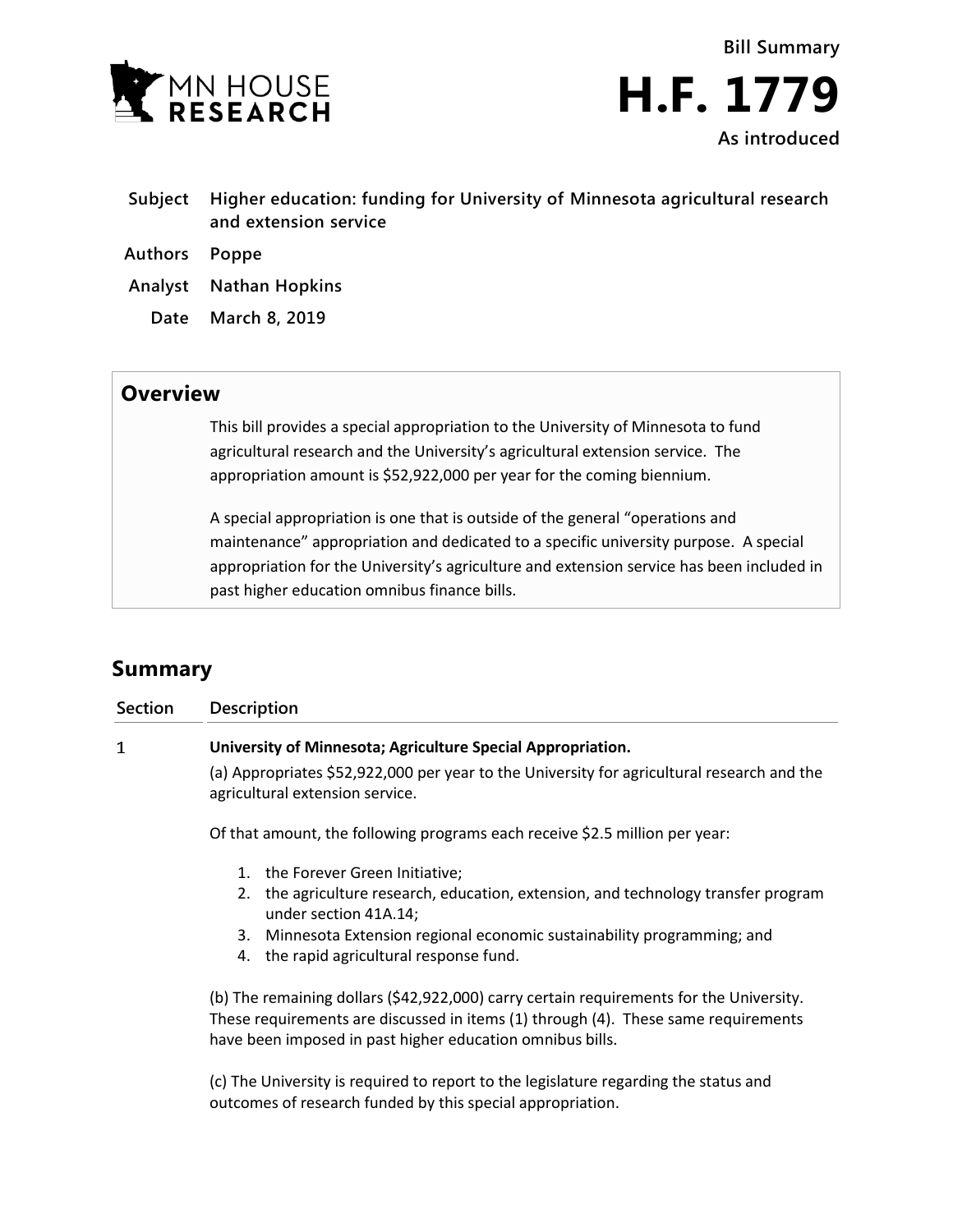MN HOUSE RESEARCH

**Bill Summary**

# H.F. 1779

**As introduced**

| | |
|---|---|
| **Subject** | **Higher education: funding for University of Minnesota agricultural research and extension service** |
| **Authors** | **Poppe** |
| **Analyst** | **Nathan Hopkins** |
| **Date** | **March 8, 2019** |

## Overview

This bill provides a special appropriation to the University of Minnesota to fund agricultural research and the University's agricultural extension service. The appropriation amount is $52,922,000 per year for the coming biennium.

A special appropriation is one that is outside of the general "operations and maintenance" appropriation and dedicated to a specific university purpose. A special appropriation for the University's agriculture and extension service has been included in past higher education omnibus finance bills.

## Summary

| Section | Description |
|---|---|
| 1 | **University of Minnesota; Agriculture Special Appropriation.** |

(a) Appropriates $52,922,000 per year to the University for agricultural research and the agricultural extension service.

Of that amount, the following programs each receive $2.5 million per year:

1. the Forever Green Initiative;
2. the agriculture research, education, extension, and technology transfer program under section 41A.14;
3. Minnesota Extension regional economic sustainability programming; and
4. the rapid agricultural response fund.

(b) The remaining dollars ($42,922,000) carry certain requirements for the University. These requirements are discussed in items (1) through (4). These same requirements have been imposed in past higher education omnibus bills.

(c) The University is required to report to the legislature regarding the status and outcomes of research funded by this special appropriation.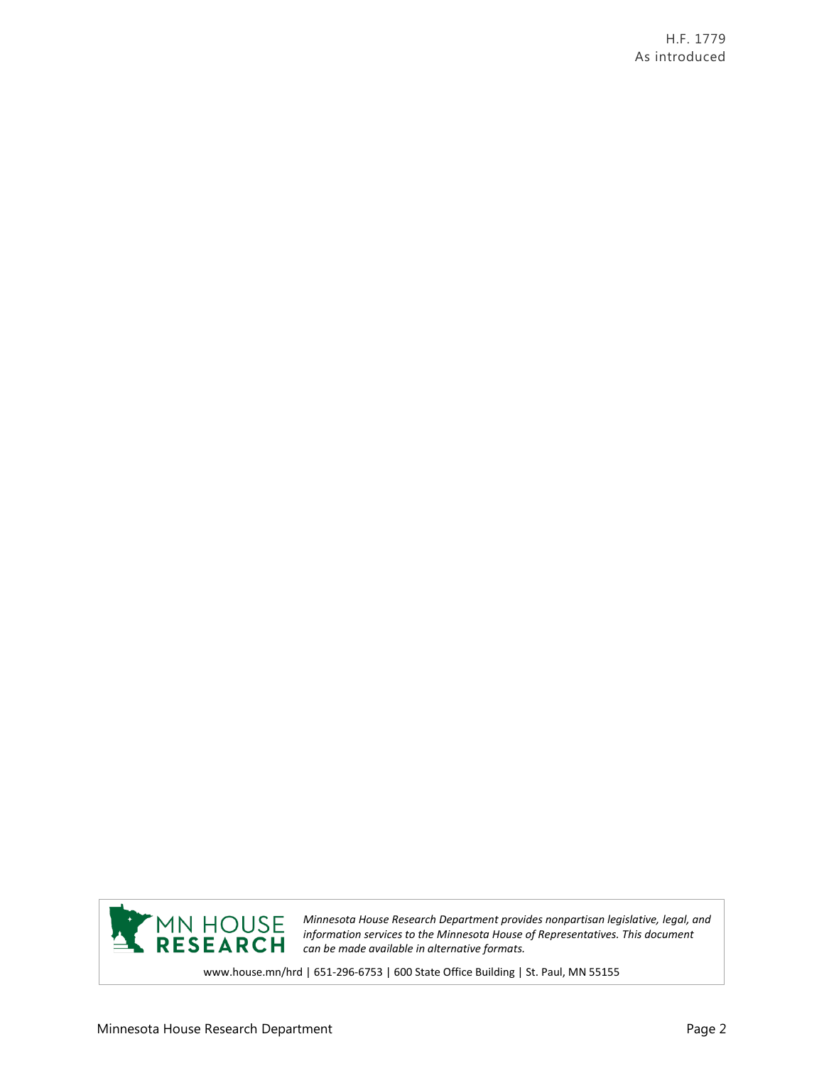MN HOUSE RESEARCH

*Minnesota House Research Department provides nonpartisan legislative, legal, and information services to the Minnesota House of Representatives. This document can be made available in alternative formats.*

www.house.mn/hrd | 651-296-6753 | 600 State Office Building | St. Paul, MN 55155